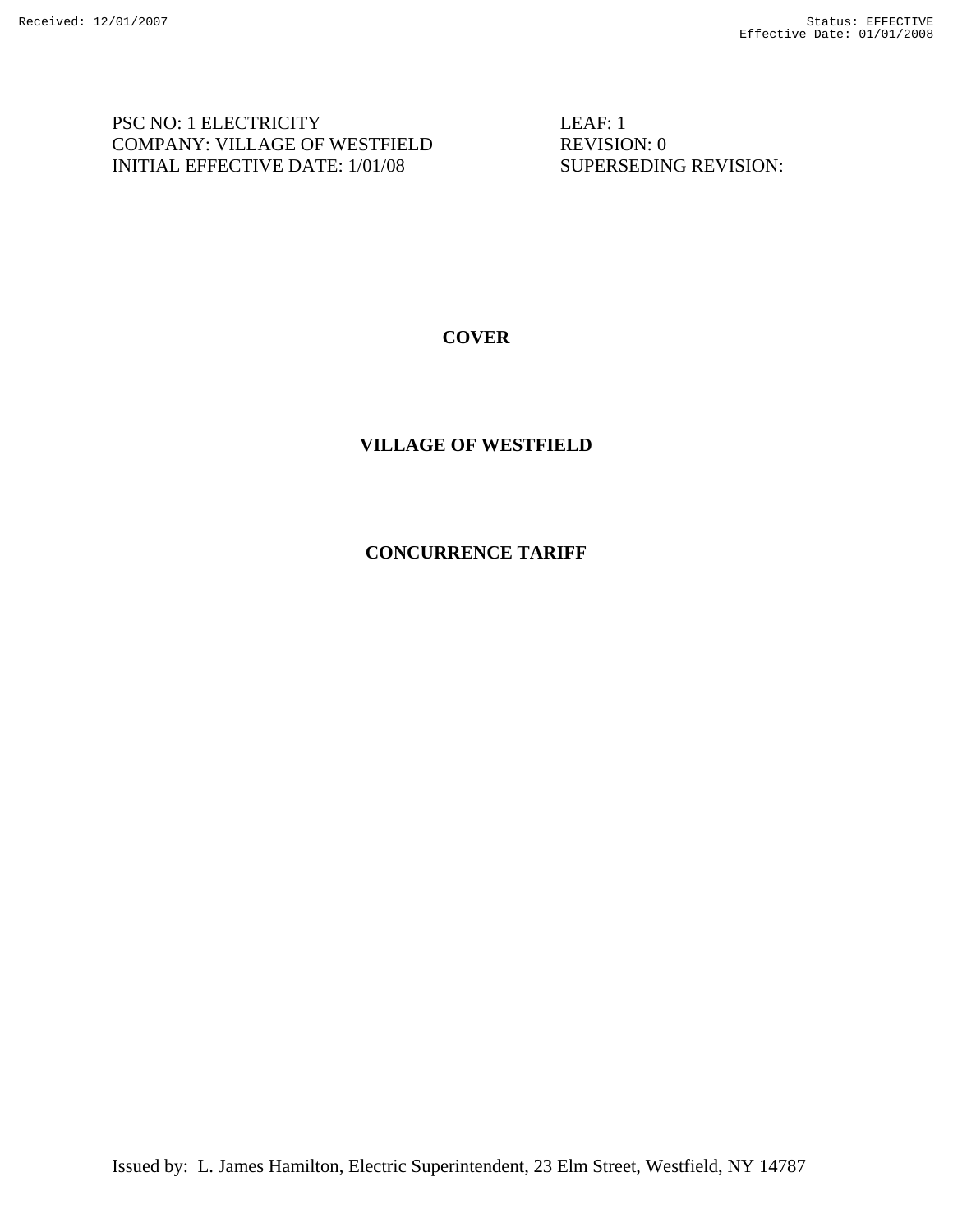PSC NO: 1 ELECTRICITY LEAF: 1
COMPANY: VILLAGE OF WESTFIELD REVISION: 0
INITIAL EFFECTIVE DATE: 1/01/08 SUPERSEDING REVISION:

# COVER

# VILLAGE OF WESTFIELD

# CONCURRENCE TARIFF

Issued by: L. James Hamilton, Electric Superintendent, 23 Elm Street, Westfield, NY 14787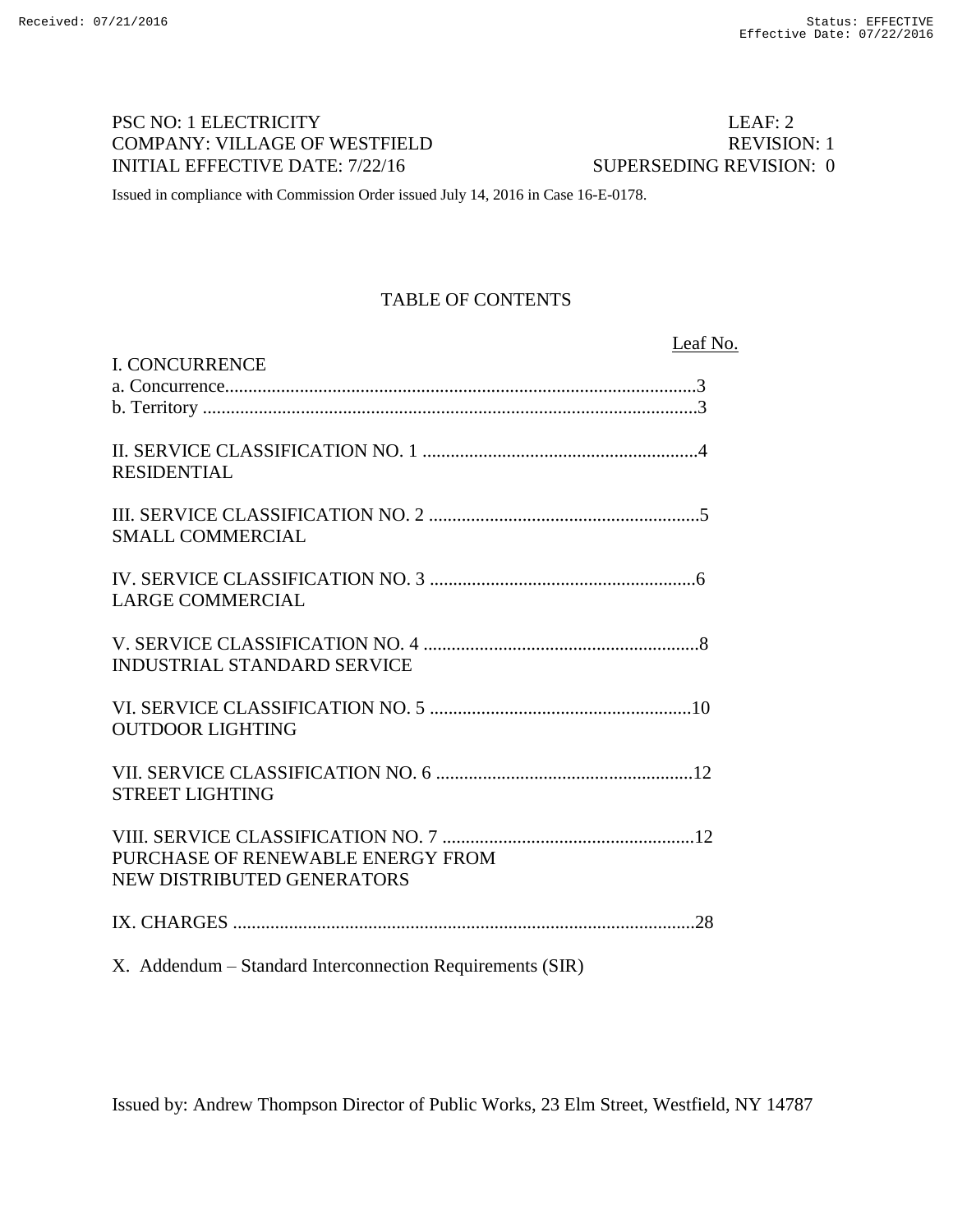PSC NO: 1 ELECTRICITY LEAF: 2
COMPANY: VILLAGE OF WESTFIELD REVISION: 1
INITIAL EFFECTIVE DATE: 7/22/16 SUPERSEDING REVISION: 0

Issued in compliance with Commission Order issued July 14, 2016 in Case 16-E-0178.

# TABLE OF CONTENTS

| | Leaf No. |
|---|---|
| I. CONCURRENCE | |
| a. Concurrence | 3 |
| b. Territory | 3 |
| II. SERVICE CLASSIFICATION NO. 1 RESIDENTIAL | 4 |
| III. SERVICE CLASSIFICATION NO. 2 SMALL COMMERCIAL | 5 |
| IV. SERVICE CLASSIFICATION NO. 3 LARGE COMMERCIAL | 6 |
| V. SERVICE CLASSIFICATION NO. 4 INDUSTRIAL STANDARD SERVICE | 8 |
| VI. SERVICE CLASSIFICATION NO. 5 OUTDOOR LIGHTING | 10 |
| VII. SERVICE CLASSIFICATION NO. 6 STREET LIGHTING | 12 |
| VIII. SERVICE CLASSIFICATION NO. 7 PURCHASE OF RENEWABLE ENERGY FROM NEW DISTRIBUTED GENERATORS | 12 |
| IX. CHARGES | 28 |
| X. Addendum – Standard Interconnection Requirements (SIR) | |

Issued by: Andrew Thompson Director of Public Works, 23 Elm Street, Westfield, NY 14787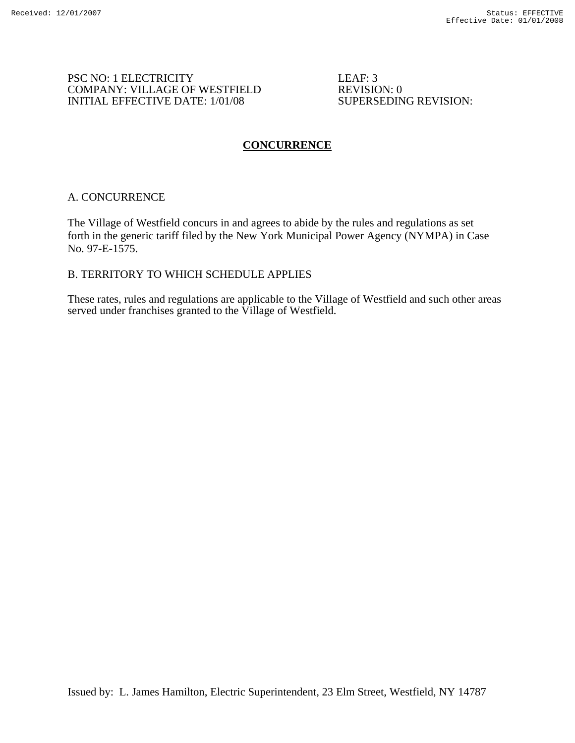PSC NO: 1 ELECTRICITY
COMPANY: VILLAGE OF WESTFIELD
INITIAL EFFECTIVE DATE: 1/01/08

LEAF: 3
REVISION: 0
SUPERSEDING REVISION:

## CONCURRENCE

A. CONCURRENCE

The Village of Westfield concurs in and agrees to abide by the rules and regulations as set forth in the generic tariff filed by the New York Municipal Power Agency (NYMPA) in Case No. 97-E-1575.

B. TERRITORY TO WHICH SCHEDULE APPLIES

These rates, rules and regulations are applicable to the Village of Westfield and such other areas served under franchises granted to the Village of Westfield.

Issued by: L. James Hamilton, Electric Superintendent, 23 Elm Street, Westfield, NY 14787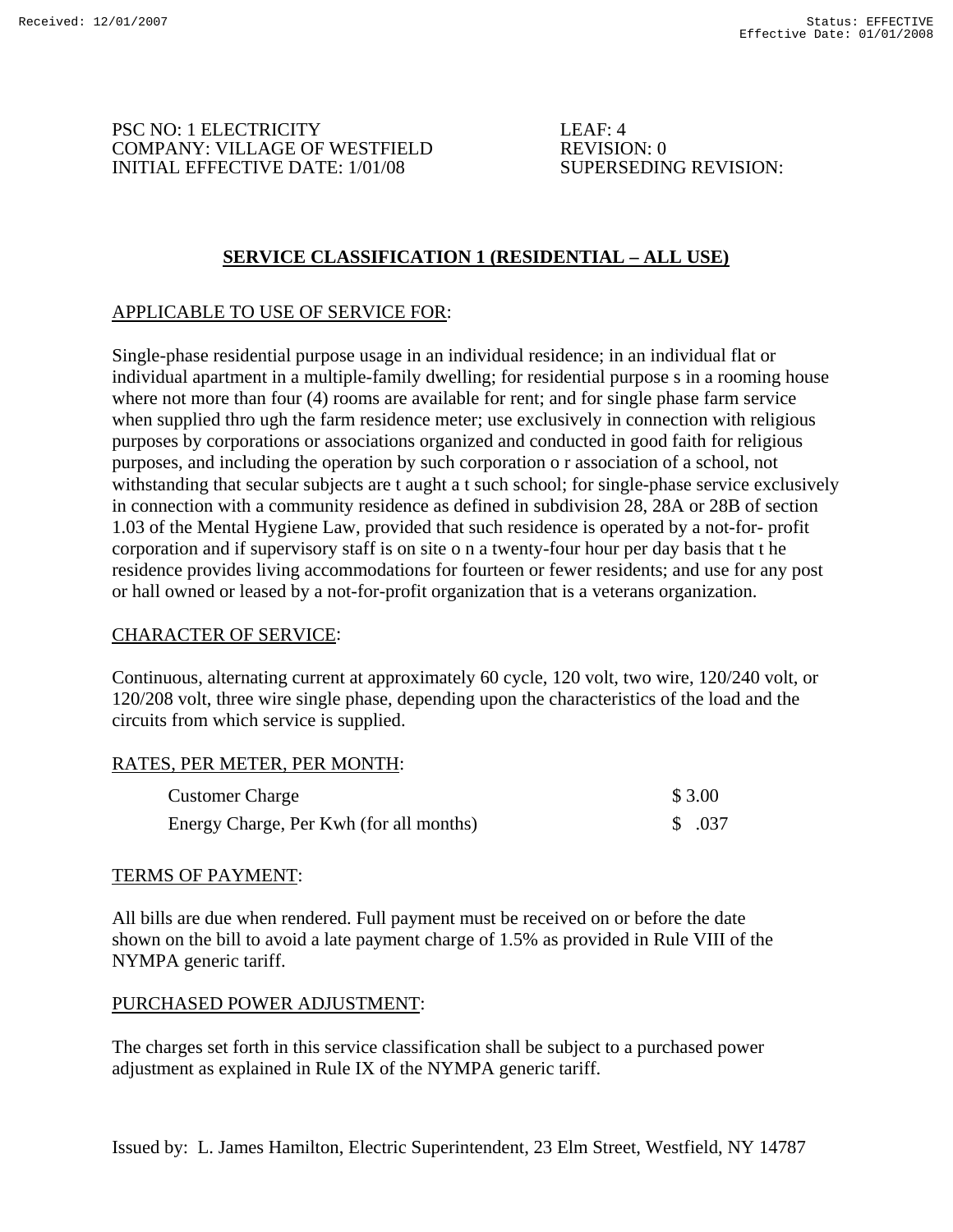PSC NO: 1 ELECTRICITY  
COMPANY: VILLAGE OF WESTFIELD  
INITIAL EFFECTIVE DATE: 1/01/08

LEAF: 4  
REVISION: 0  
SUPERSEDING REVISION:

## SERVICE CLASSIFICATION 1 (RESIDENTIAL – ALL USE)

APPLICABLE TO USE OF SERVICE FOR:

Single-phase residential purpose usage in an individual residence; in an individual flat or individual apartment in a multiple-family dwelling; for residential purpose s in a rooming house where not more than four (4) rooms are available for rent; and for single phase farm service when supplied thro ugh the farm residence meter; use exclusively in connection with religious purposes by corporations or associations organized and conducted in good faith for religious purposes, and including the operation by such corporation o r association of a school, not withstanding that secular subjects are t aught a t such school; for single-phase service exclusively in connection with a community residence as defined in subdivision 28, 28A or 28B of section 1.03 of the Mental Hygiene Law, provided that such residence is operated by a not-for- profit corporation and if supervisory staff is on site o n a twenty-four hour per day basis that t he residence provides living accommodations for fourteen or fewer residents; and use for any post or hall owned or leased by a not-for-profit organization that is a veterans organization.

CHARACTER OF SERVICE:

Continuous, alternating current at approximately 60 cycle, 120 volt, two wire, 120/240 volt, or 120/208 volt, three wire single phase, depending upon the characteristics of the load and the circuits from which service is supplied.

RATES, PER METER, PER MONTH:

| | |
|---|---|
| Customer Charge | $ 3.00 |
| Energy Charge, Per Kwh (for all months) | $ .037 |

TERMS OF PAYMENT:

All bills are due when rendered. Full payment must be received on or before the date shown on the bill to avoid a late payment charge of 1.5% as provided in Rule VIII of the NYMPA generic tariff.

PURCHASED POWER ADJUSTMENT:

The charges set forth in this service classification shall be subject to a purchased power adjustment as explained in Rule IX of the NYMPA generic tariff.

Issued by: L. James Hamilton, Electric Superintendent, 23 Elm Street, Westfield, NY 14787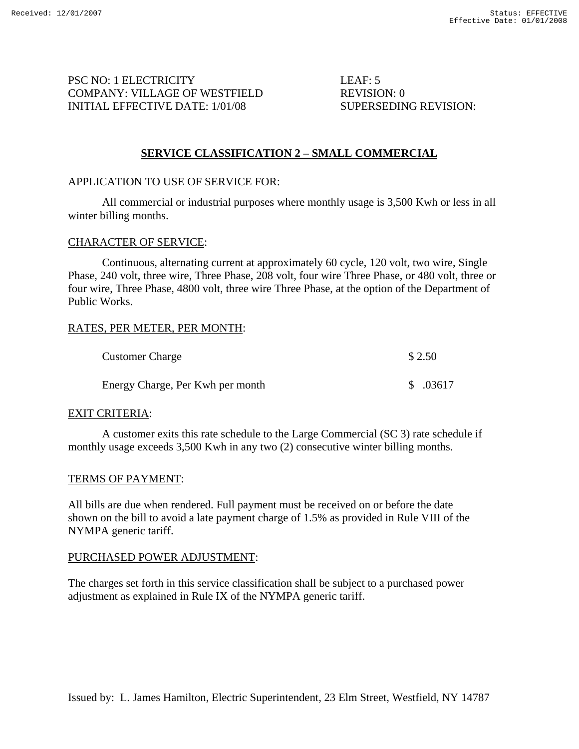PSC NO: 1 ELECTRICITY  
COMPANY: VILLAGE OF WESTFIELD  
INITIAL EFFECTIVE DATE: 1/01/08

LEAF: 5  
REVISION: 0  
SUPERSEDING REVISION:

## SERVICE CLASSIFICATION 2 – SMALL COMMERCIAL

APPLICATION TO USE OF SERVICE FOR:

All commercial or industrial purposes where monthly usage is 3,500 Kwh or less in all winter billing months.

CHARACTER OF SERVICE:

Continuous, alternating current at approximately 60 cycle, 120 volt, two wire, Single Phase, 240 volt, three wire, Three Phase, 208 volt, four wire Three Phase, or 480 volt, three or four wire, Three Phase, 4800 volt, three wire Three Phase, at the option of the Department of Public Works.

RATES, PER METER, PER MONTH:

| | |
|---|---|
| Customer Charge | $ 2.50 |
| Energy Charge, Per Kwh per month | $ .03617 |

EXIT CRITERIA:

A customer exits this rate schedule to the Large Commercial (SC 3) rate schedule if monthly usage exceeds 3,500 Kwh in any two (2) consecutive winter billing months.

TERMS OF PAYMENT:

All bills are due when rendered. Full payment must be received on or before the date shown on the bill to avoid a late payment charge of 1.5% as provided in Rule VIII of the NYMPA generic tariff.

PURCHASED POWER ADJUSTMENT:

The charges set forth in this service classification shall be subject to a purchased power adjustment as explained in Rule IX of the NYMPA generic tariff.

Issued by: L. James Hamilton, Electric Superintendent, 23 Elm Street, Westfield, NY 14787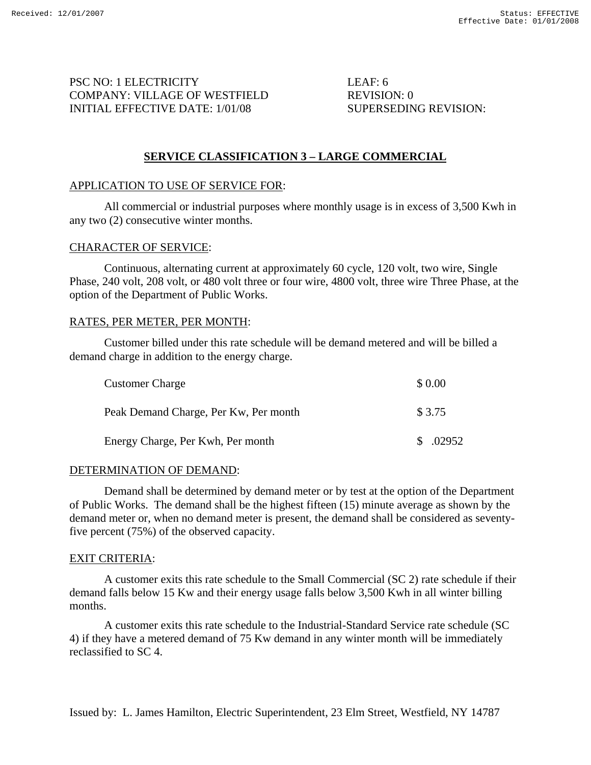PSC NO: 1 ELECTRICITY
COMPANY: VILLAGE OF WESTFIELD
INITIAL EFFECTIVE DATE: 1/01/08

LEAF: 6
REVISION: 0
SUPERSEDING REVISION:

## SERVICE CLASSIFICATION 3 – LARGE COMMERCIAL

APPLICATION TO USE OF SERVICE FOR:

All commercial or industrial purposes where monthly usage is in excess of 3,500 Kwh in any two (2) consecutive winter months.

CHARACTER OF SERVICE:

Continuous, alternating current at approximately 60 cycle, 120 volt, two wire, Single Phase, 240 volt, 208 volt, or 480 volt three or four wire, 4800 volt, three wire Three Phase, at the option of the Department of Public Works.

RATES, PER METER, PER MONTH:

Customer billed under this rate schedule will be demand metered and will be billed a demand charge in addition to the energy charge.

| | |
|---|---|
| Customer Charge | $ 0.00 |
| Peak Demand Charge, Per Kw, Per month | $ 3.75 |
| Energy Charge, Per Kwh, Per month | $ .02952 |

DETERMINATION OF DEMAND:

Demand shall be determined by demand meter or by test at the option of the Department of Public Works. The demand shall be the highest fifteen (15) minute average as shown by the demand meter or, when no demand meter is present, the demand shall be considered as seventy-five percent (75%) of the observed capacity.

EXIT CRITERIA:

A customer exits this rate schedule to the Small Commercial (SC 2) rate schedule if their demand falls below 15 Kw and their energy usage falls below 3,500 Kwh in all winter billing months.

A customer exits this rate schedule to the Industrial-Standard Service rate schedule (SC 4) if they have a metered demand of 75 Kw demand in any winter month will be immediately reclassified to SC 4.

Issued by: L. James Hamilton, Electric Superintendent, 23 Elm Street, Westfield, NY 14787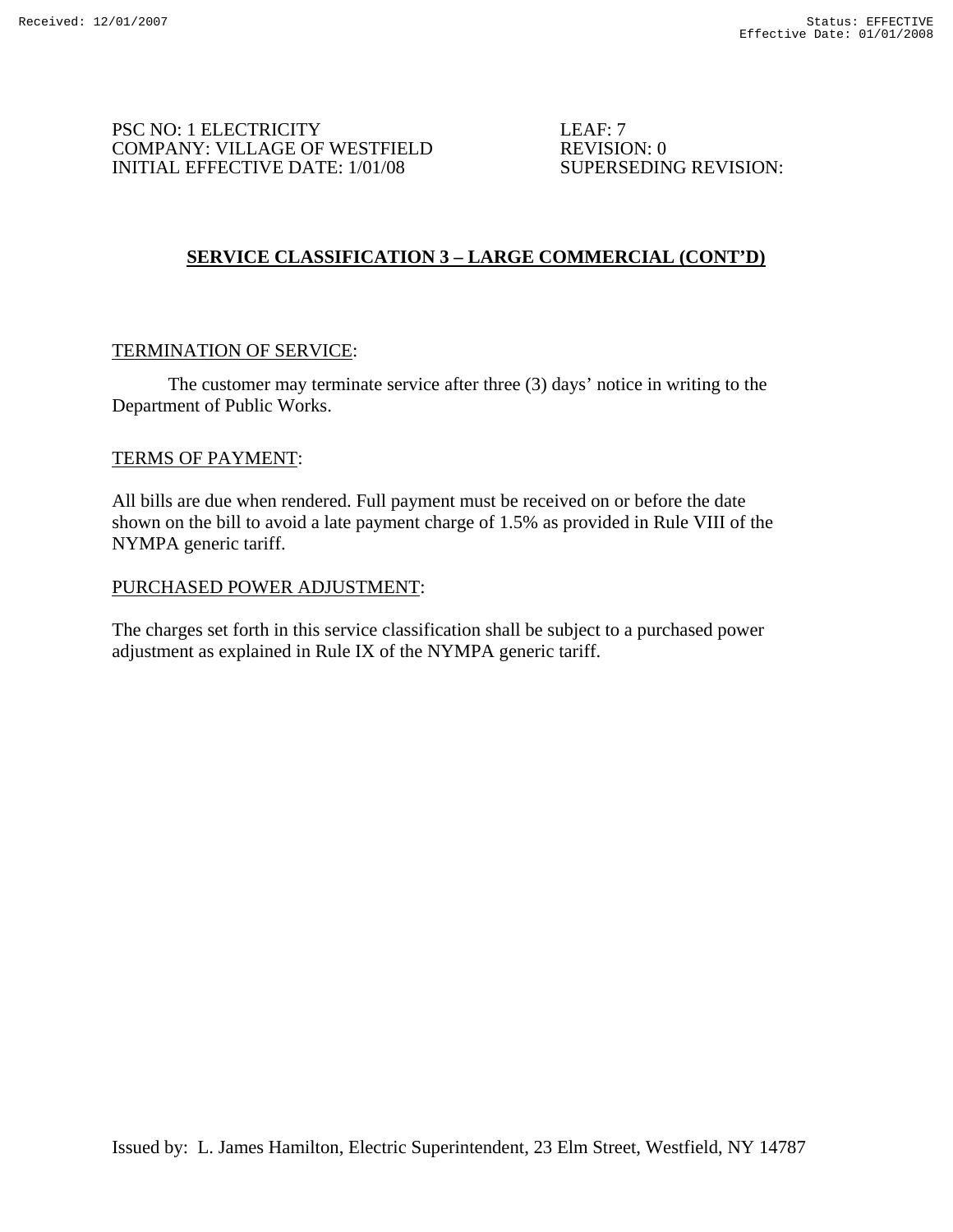PSC NO: 1 ELECTRICITY
COMPANY: VILLAGE OF WESTFIELD
INITIAL EFFECTIVE DATE: 1/01/08

LEAF: 7
REVISION: 0
SUPERSEDING REVISION:

## SERVICE CLASSIFICATION 3 – LARGE COMMERCIAL (CONT'D)

TERMINATION OF SERVICE:

The customer may terminate service after three (3) days' notice in writing to the Department of Public Works.

TERMS OF PAYMENT:

All bills are due when rendered. Full payment must be received on or before the date shown on the bill to avoid a late payment charge of 1.5% as provided in Rule VIII of the NYMPA generic tariff.

PURCHASED POWER ADJUSTMENT:

The charges set forth in this service classification shall be subject to a purchased power adjustment as explained in Rule IX of the NYMPA generic tariff.

Issued by: L. James Hamilton, Electric Superintendent, 23 Elm Street, Westfield, NY 14787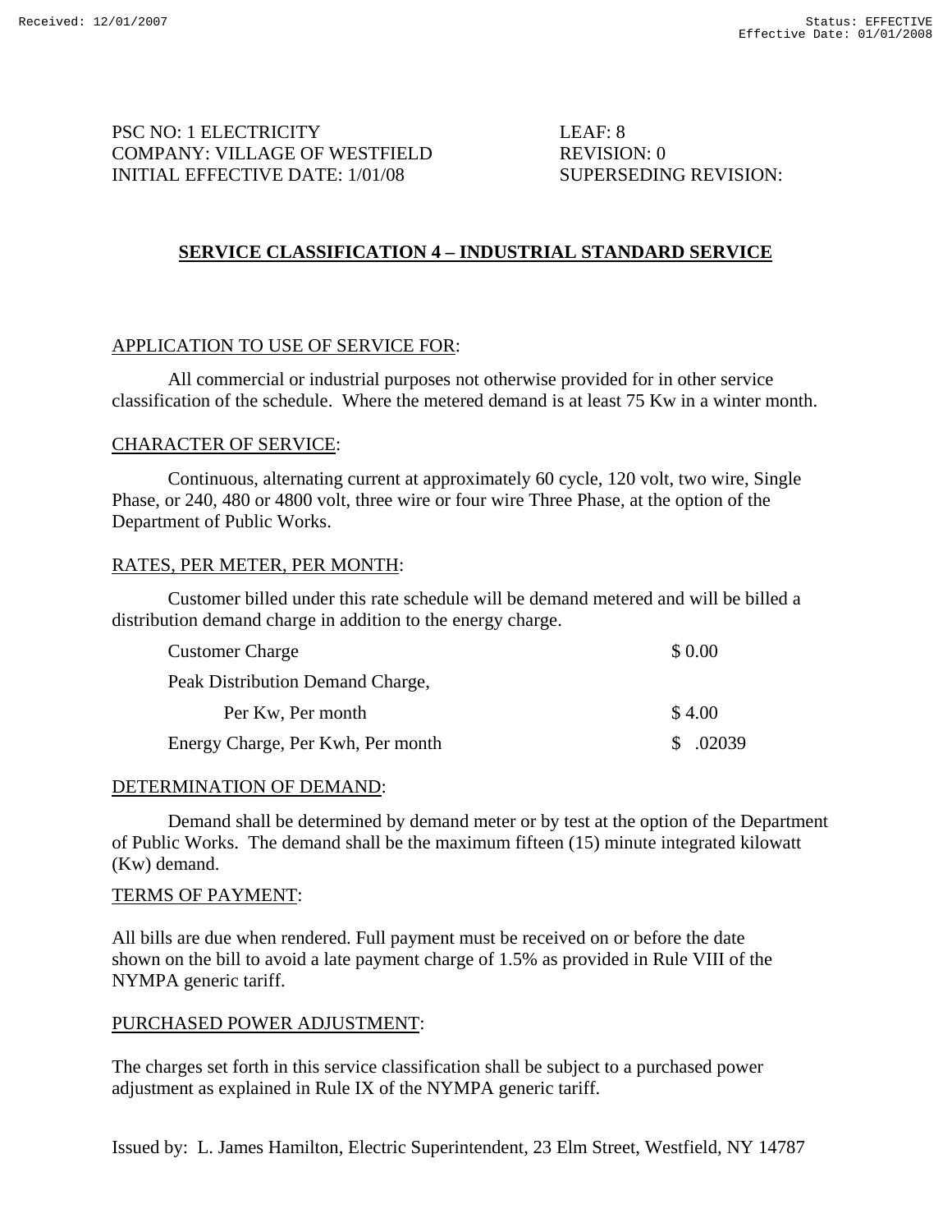PSC NO: 1 ELECTRICITY
COMPANY: VILLAGE OF WESTFIELD
INITIAL EFFECTIVE DATE: 1/01/08

LEAF: 8
REVISION: 0
SUPERSEDING REVISION:

## SERVICE CLASSIFICATION 4 – INDUSTRIAL STANDARD SERVICE

APPLICATION TO USE OF SERVICE FOR:

All commercial or industrial purposes not otherwise provided for in other service classification of the schedule. Where the metered demand is at least 75 Kw in a winter month.

CHARACTER OF SERVICE:

Continuous, alternating current at approximately 60 cycle, 120 volt, two wire, Single Phase, or 240, 480 or 4800 volt, three wire or four wire Three Phase, at the option of the Department of Public Works.

RATES, PER METER, PER MONTH:

Customer billed under this rate schedule will be demand metered and will be billed a distribution demand charge in addition to the energy charge.

| | |
|---|---|
| Customer Charge | $ 0.00 |
| Peak Distribution Demand Charge, Per Kw, Per month | $ 4.00 |
| Energy Charge, Per Kwh, Per month | $ .02039 |

DETERMINATION OF DEMAND:

Demand shall be determined by demand meter or by test at the option of the Department of Public Works. The demand shall be the maximum fifteen (15) minute integrated kilowatt (Kw) demand.

TERMS OF PAYMENT:

All bills are due when rendered. Full payment must be received on or before the date shown on the bill to avoid a late payment charge of 1.5% as provided in Rule VIII of the NYMPA generic tariff.

PURCHASED POWER ADJUSTMENT:

The charges set forth in this service classification shall be subject to a purchased power adjustment as explained in Rule IX of the NYMPA generic tariff.

Issued by: L. James Hamilton, Electric Superintendent, 23 Elm Street, Westfield, NY 14787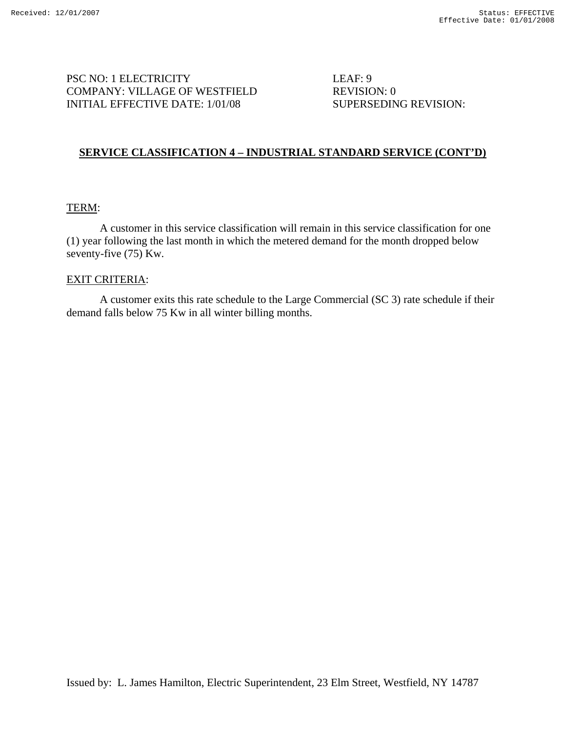PSC NO: 1 ELECTRICITY
COMPANY: VILLAGE OF WESTFIELD
INITIAL EFFECTIVE DATE: 1/01/08

LEAF: 9
REVISION: 0
SUPERSEDING REVISION:

## SERVICE CLASSIFICATION 4 – INDUSTRIAL STANDARD SERVICE (CONT'D)

TERM:

A customer in this service classification will remain in this service classification for one (1) year following the last month in which the metered demand for the month dropped below seventy-five (75) Kw.

EXIT CRITERIA:

A customer exits this rate schedule to the Large Commercial (SC 3) rate schedule if their demand falls below 75 Kw in all winter billing months.

Issued by: L. James Hamilton, Electric Superintendent, 23 Elm Street, Westfield, NY 14787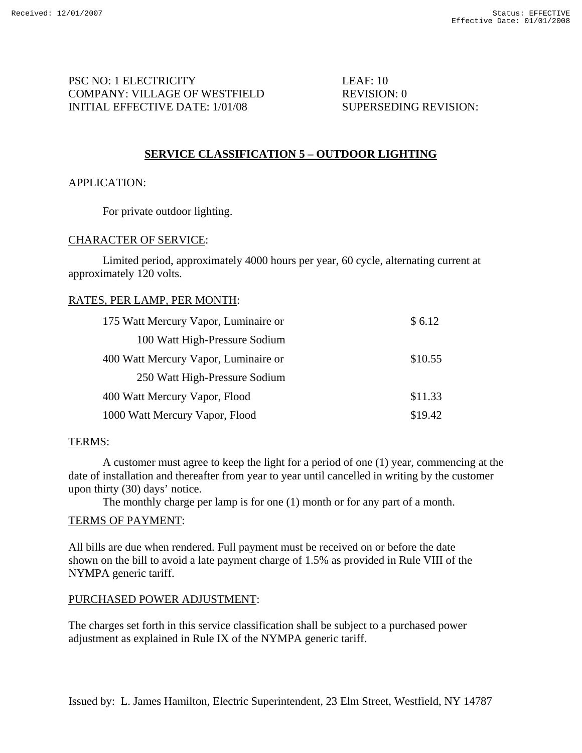PSC NO: 1 ELECTRICITY
COMPANY: VILLAGE OF WESTFIELD
INITIAL EFFECTIVE DATE: 1/01/08

LEAF: 10
REVISION: 0
SUPERSEDING REVISION:

## SERVICE CLASSIFICATION 5 – OUTDOOR LIGHTING

APPLICATION:

For private outdoor lighting.

CHARACTER OF SERVICE:

Limited period, approximately 4000 hours per year, 60 cycle, alternating current at approximately 120 volts.

RATES, PER LAMP, PER MONTH:

| | |
|---|---|
| 175 Watt Mercury Vapor, Luminaire or 100 Watt High-Pressure Sodium | $ 6.12 |
| 400 Watt Mercury Vapor, Luminaire or 250 Watt High-Pressure Sodium | $10.55 |
| 400 Watt Mercury Vapor, Flood | $11.33 |
| 1000 Watt Mercury Vapor, Flood | $19.42 |

TERMS:

A customer must agree to keep the light for a period of one (1) year, commencing at the date of installation and thereafter from year to year until cancelled in writing by the customer upon thirty (30) days' notice.

The monthly charge per lamp is for one (1) month or for any part of a month.

TERMS OF PAYMENT:

All bills are due when rendered. Full payment must be received on or before the date shown on the bill to avoid a late payment charge of 1.5% as provided in Rule VIII of the NYMPA generic tariff.

PURCHASED POWER ADJUSTMENT:

The charges set forth in this service classification shall be subject to a purchased power adjustment as explained in Rule IX of the NYMPA generic tariff.

Issued by: L. James Hamilton, Electric Superintendent, 23 Elm Street, Westfield, NY 14787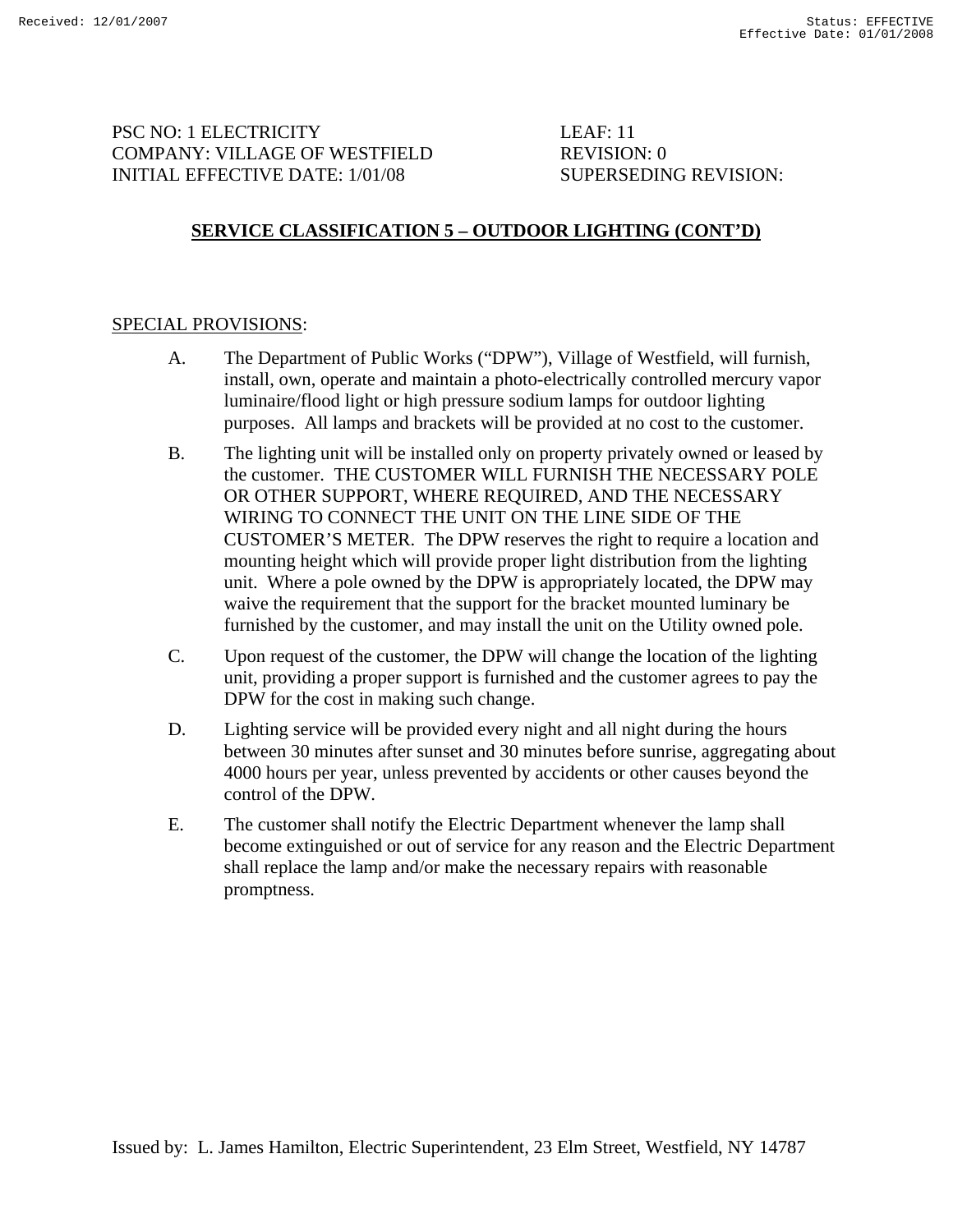PSC NO: 1 ELECTRICITY　　　　　　　　LEAF: 11
COMPANY: VILLAGE OF WESTFIELD　　　　REVISION: 0
INITIAL EFFECTIVE DATE: 1/01/08　　　　SUPERSEDING REVISION:

## SERVICE CLASSIFICATION 5 – OUTDOOR LIGHTING (CONT'D)

SPECIAL PROVISIONS:

A. The Department of Public Works ("DPW"), Village of Westfield, will furnish, install, own, operate and maintain a photo-electrically controlled mercury vapor luminaire/flood light or high pressure sodium lamps for outdoor lighting purposes. All lamps and brackets will be provided at no cost to the customer.

B. The lighting unit will be installed only on property privately owned or leased by the customer. THE CUSTOMER WILL FURNISH THE NECESSARY POLE OR OTHER SUPPORT, WHERE REQUIRED, AND THE NECESSARY WIRING TO CONNECT THE UNIT ON THE LINE SIDE OF THE CUSTOMER'S METER. The DPW reserves the right to require a location and mounting height which will provide proper light distribution from the lighting unit. Where a pole owned by the DPW is appropriately located, the DPW may waive the requirement that the support for the bracket mounted luminary be furnished by the customer, and may install the unit on the Utility owned pole.

C. Upon request of the customer, the DPW will change the location of the lighting unit, providing a proper support is furnished and the customer agrees to pay the DPW for the cost in making such change.

D. Lighting service will be provided every night and all night during the hours between 30 minutes after sunset and 30 minutes before sunrise, aggregating about 4000 hours per year, unless prevented by accidents or other causes beyond the control of the DPW.

E. The customer shall notify the Electric Department whenever the lamp shall become extinguished or out of service for any reason and the Electric Department shall replace the lamp and/or make the necessary repairs with reasonable promptness.

Issued by: L. James Hamilton, Electric Superintendent, 23 Elm Street, Westfield, NY 14787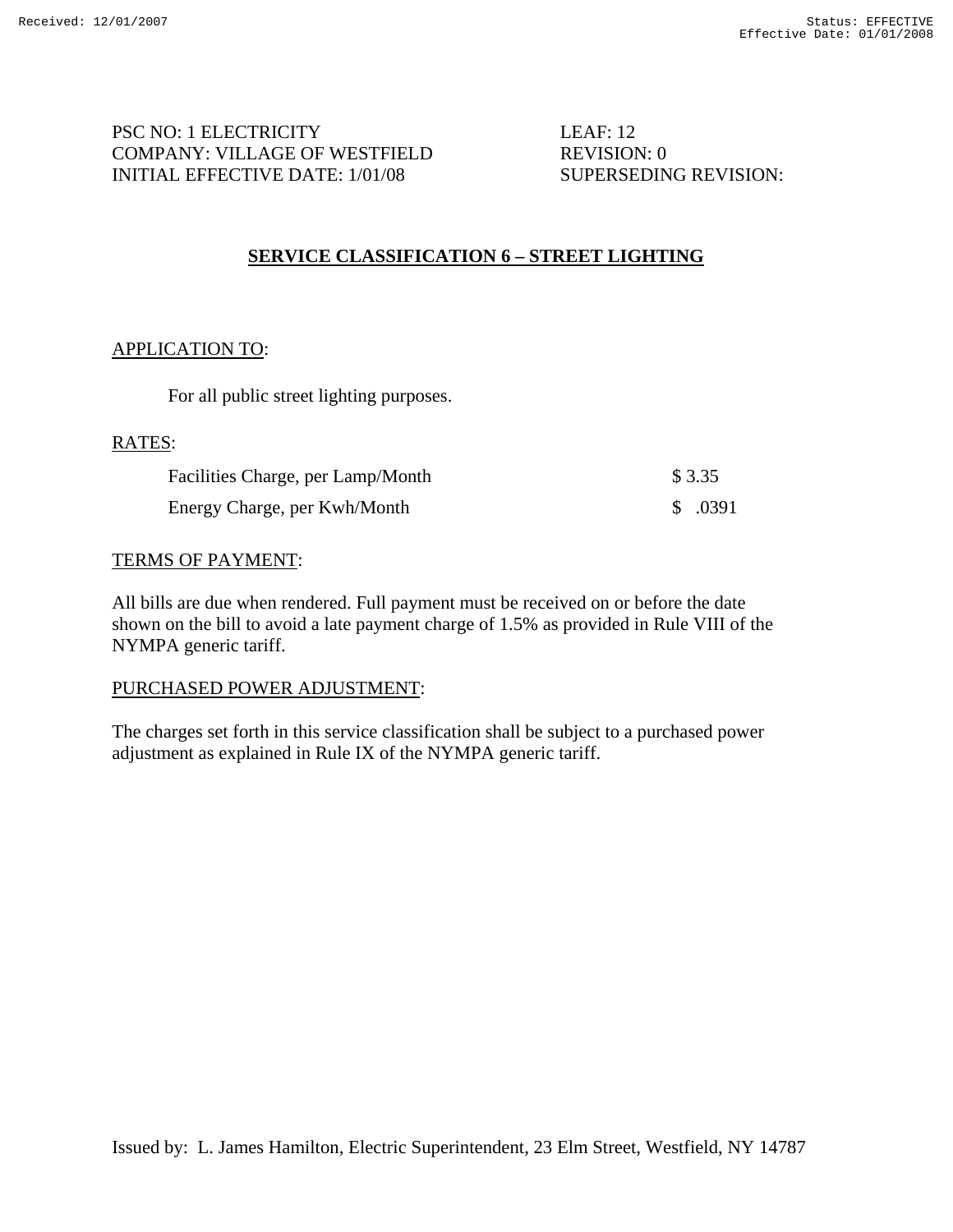PSC NO: 1 ELECTRICITY  
COMPANY: VILLAGE OF WESTFIELD  
INITIAL EFFECTIVE DATE: 1/01/08

LEAF: 12  
REVISION: 0  
SUPERSEDING REVISION:

## SERVICE CLASSIFICATION 6 – STREET LIGHTING

APPLICATION TO:

For all public street lighting purposes.

RATES:

| | |
|---|---|
| Facilities Charge, per Lamp/Month | $ 3.35 |
| Energy Charge, per Kwh/Month | $ .0391 |

TERMS OF PAYMENT:

All bills are due when rendered. Full payment must be received on or before the date shown on the bill to avoid a late payment charge of 1.5% as provided in Rule VIII of the NYMPA generic tariff.

PURCHASED POWER ADJUSTMENT:

The charges set forth in this service classification shall be subject to a purchased power adjustment as explained in Rule IX of the NYMPA generic tariff.

Issued by: L. James Hamilton, Electric Superintendent, 23 Elm Street, Westfield, NY 14787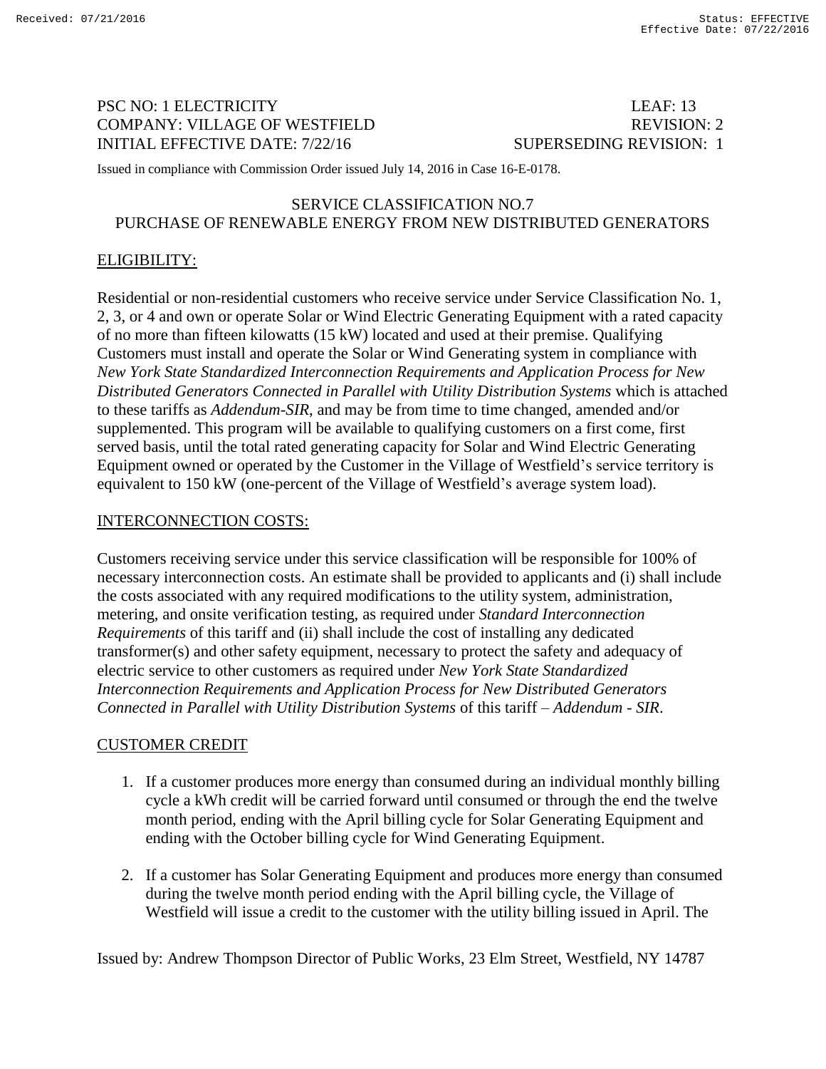PSC NO: 1 ELECTRICITY LEAF: 13
COMPANY: VILLAGE OF WESTFIELD REVISION: 2
INITIAL EFFECTIVE DATE: 7/22/16 SUPERSEDING REVISION: 1

Issued in compliance with Commission Order issued July 14, 2016 in Case 16-E-0178.

## SERVICE CLASSIFICATION NO.7
## PURCHASE OF RENEWABLE ENERGY FROM NEW DISTRIBUTED GENERATORS

### ELIGIBILITY:

Residential or non-residential customers who receive service under Service Classification No. 1, 2, 3, or 4 and own or operate Solar or Wind Electric Generating Equipment with a rated capacity of no more than fifteen kilowatts (15 kW) located and used at their premise. Qualifying Customers must install and operate the Solar or Wind Generating system in compliance with *New York State Standardized Interconnection Requirements and Application Process for New Distributed Generators Connected in Parallel with Utility Distribution Systems* which is attached to these tariffs as *Addendum-SIR*, and may be from time to time changed, amended and/or supplemented. This program will be available to qualifying customers on a first come, first served basis, until the total rated generating capacity for Solar and Wind Electric Generating Equipment owned or operated by the Customer in the Village of Westfield's service territory is equivalent to 150 kW (one-percent of the Village of Westfield's average system load).

### INTERCONNECTION COSTS:

Customers receiving service under this service classification will be responsible for 100% of necessary interconnection costs. An estimate shall be provided to applicants and (i) shall include the costs associated with any required modifications to the utility system, administration, metering, and onsite verification testing, as required under *Standard Interconnection Requirements* of this tariff and (ii) shall include the cost of installing any dedicated transformer(s) and other safety equipment, necessary to protect the safety and adequacy of electric service to other customers as required under *New York State Standardized Interconnection Requirements and Application Process for New Distributed Generators Connected in Parallel with Utility Distribution Systems* of this tariff – *Addendum - SIR*.

### CUSTOMER CREDIT

1. If a customer produces more energy than consumed during an individual monthly billing cycle a kWh credit will be carried forward until consumed or through the end the twelve month period, ending with the April billing cycle for Solar Generating Equipment and ending with the October billing cycle for Wind Generating Equipment.

2. If a customer has Solar Generating Equipment and produces more energy than consumed during the twelve month period ending with the April billing cycle, the Village of Westfield will issue a credit to the customer with the utility billing issued in April. The

Issued by: Andrew Thompson Director of Public Works, 23 Elm Street, Westfield, NY 14787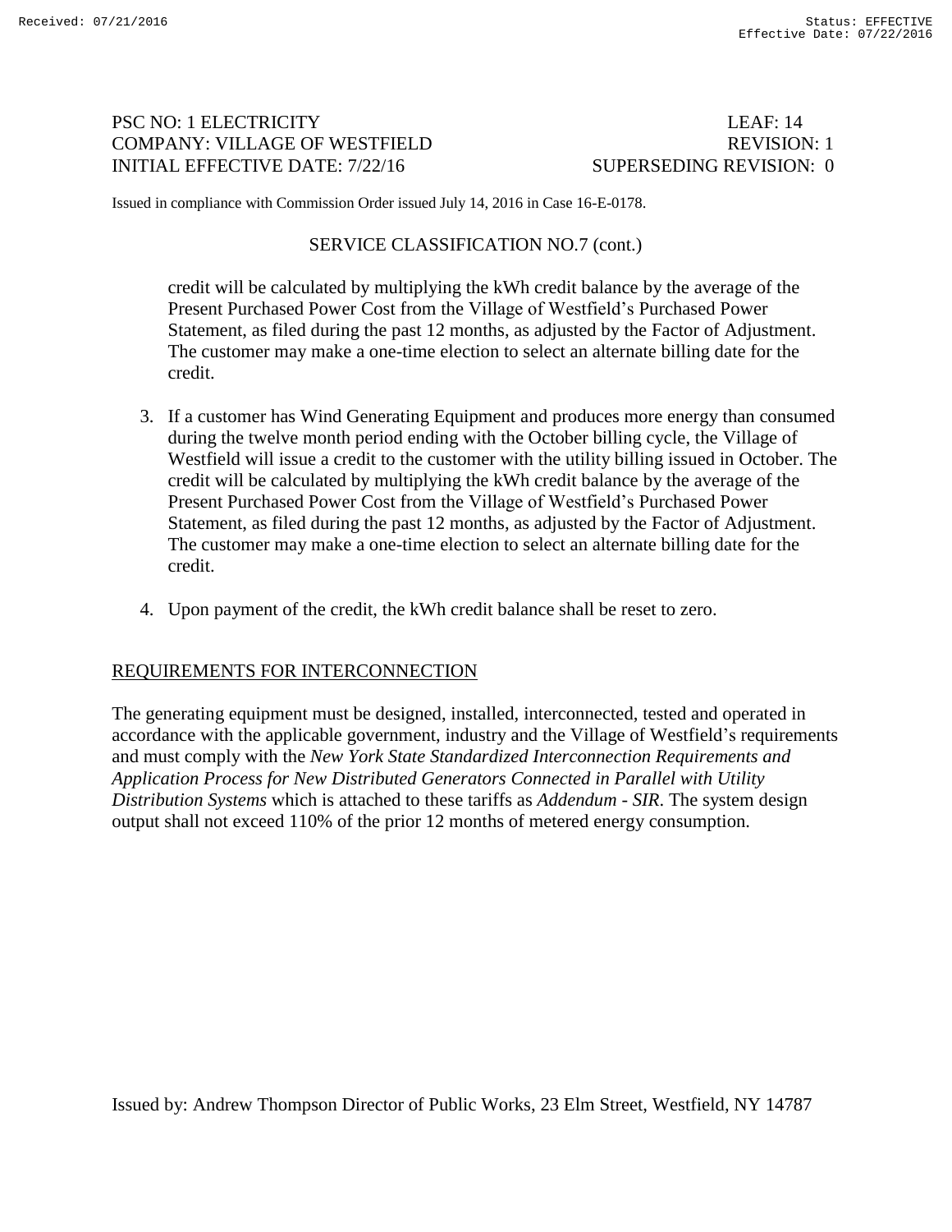PSC NO: 1 ELECTRICITY LEAF: 14
COMPANY: VILLAGE OF WESTFIELD REVISION: 1
INITIAL EFFECTIVE DATE: 7/22/16 SUPERSEDING REVISION: 0

Issued in compliance with Commission Order issued July 14, 2016 in Case 16-E-0178.

SERVICE CLASSIFICATION NO.7 (cont.)

credit will be calculated by multiplying the kWh credit balance by the average of the Present Purchased Power Cost from the Village of Westfield's Purchased Power Statement, as filed during the past 12 months, as adjusted by the Factor of Adjustment. The customer may make a one-time election to select an alternate billing date for the credit.

3. If a customer has Wind Generating Equipment and produces more energy than consumed during the twelve month period ending with the October billing cycle, the Village of Westfield will issue a credit to the customer with the utility billing issued in October. The credit will be calculated by multiplying the kWh credit balance by the average of the Present Purchased Power Cost from the Village of Westfield's Purchased Power Statement, as filed during the past 12 months, as adjusted by the Factor of Adjustment. The customer may make a one-time election to select an alternate billing date for the credit.

4. Upon payment of the credit, the kWh credit balance shall be reset to zero.

## REQUIREMENTS FOR INTERCONNECTION

The generating equipment must be designed, installed, interconnected, tested and operated in accordance with the applicable government, industry and the Village of Westfield's requirements and must comply with the *New York State Standardized Interconnection Requirements and Application Process for New Distributed Generators Connected in Parallel with Utility Distribution Systems* which is attached to these tariffs as *Addendum - SIR*. The system design output shall not exceed 110% of the prior 12 months of metered energy consumption.

Issued by: Andrew Thompson Director of Public Works, 23 Elm Street, Westfield, NY 14787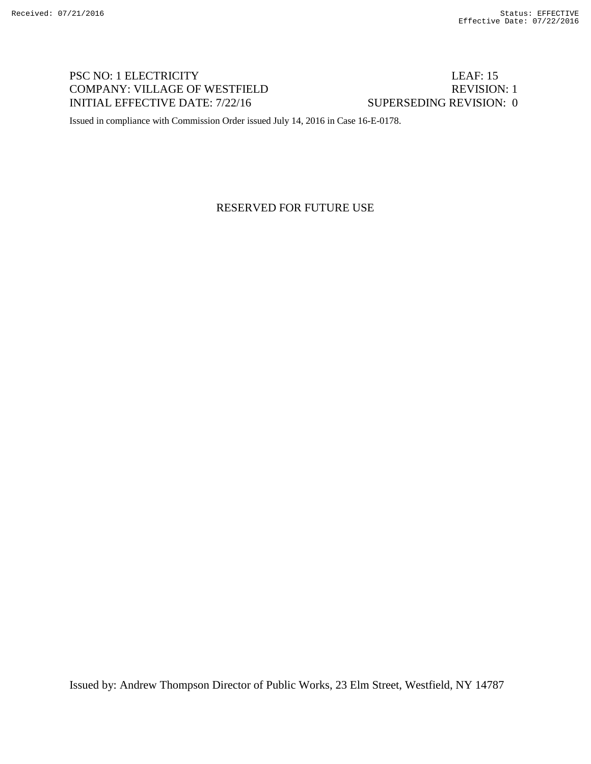PSC NO: 1 ELECTRICITY LEAF: 15
COMPANY: VILLAGE OF WESTFIELD REVISION: 1
INITIAL EFFECTIVE DATE: 7/22/16 SUPERSEDING REVISION: 0

Issued in compliance with Commission Order issued July 14, 2016 in Case 16-E-0178.

RESERVED FOR FUTURE USE

Issued by: Andrew Thompson Director of Public Works, 23 Elm Street, Westfield, NY 14787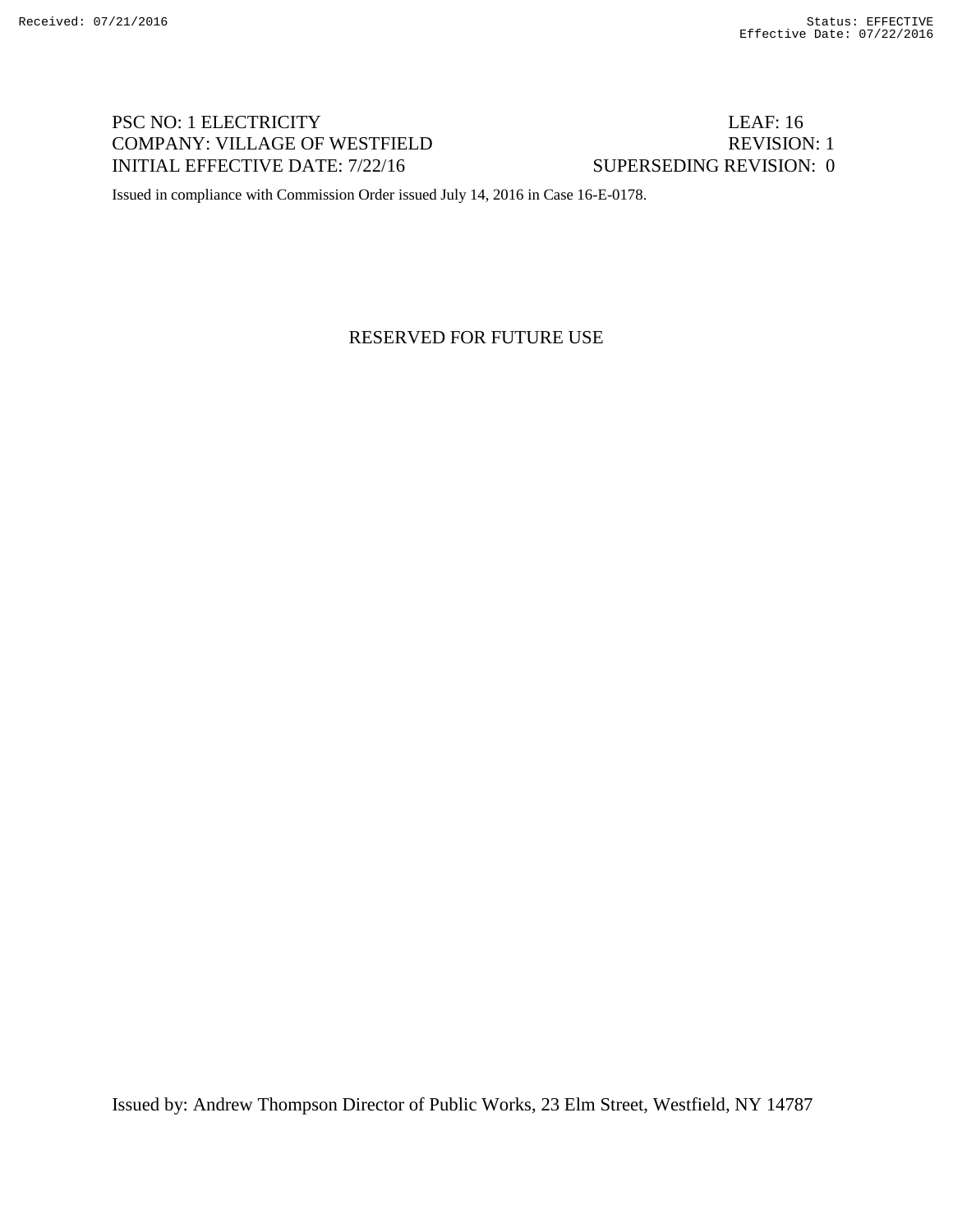PSC NO: 1 ELECTRICITY LEAF: 16
COMPANY: VILLAGE OF WESTFIELD REVISION: 1
INITIAL EFFECTIVE DATE: 7/22/16 SUPERSEDING REVISION: 0

Issued in compliance with Commission Order issued July 14, 2016 in Case 16-E-0178.

RESERVED FOR FUTURE USE

Issued by: Andrew Thompson Director of Public Works, 23 Elm Street, Westfield, NY 14787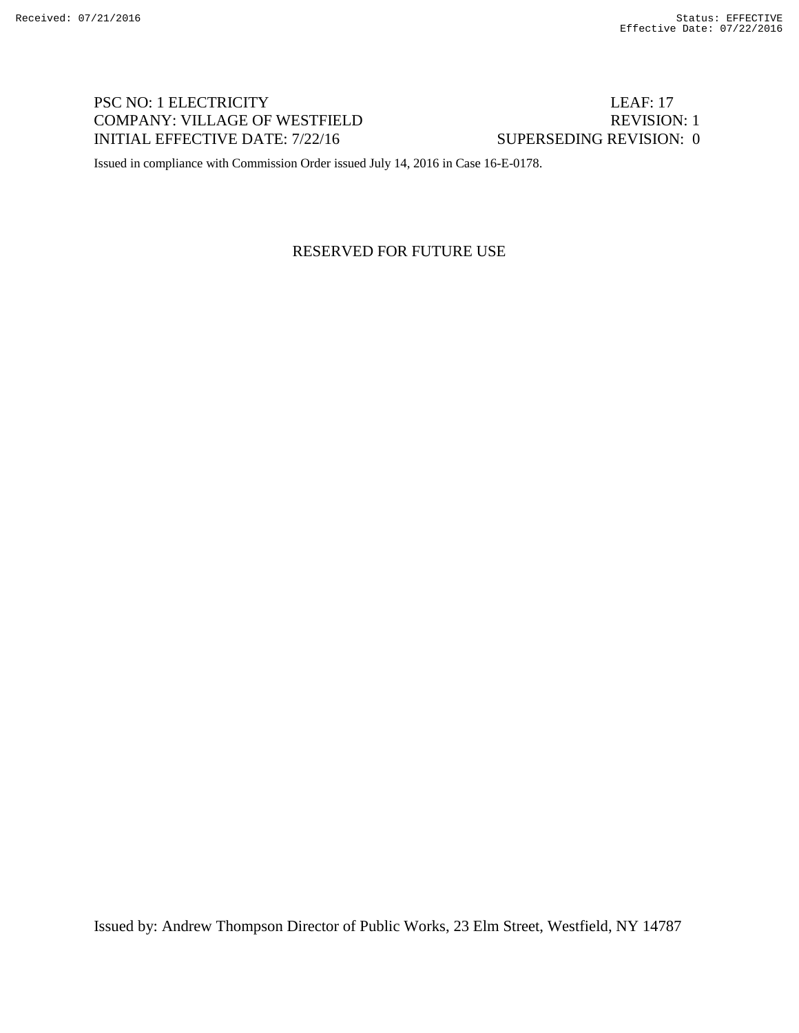PSC NO: 1 ELECTRICITY LEAF: 17
COMPANY: VILLAGE OF WESTFIELD REVISION: 1
INITIAL EFFECTIVE DATE: 7/22/16 SUPERSEDING REVISION: 0

Issued in compliance with Commission Order issued July 14, 2016 in Case 16-E-0178.

RESERVED FOR FUTURE USE

Issued by: Andrew Thompson Director of Public Works, 23 Elm Street, Westfield, NY 14787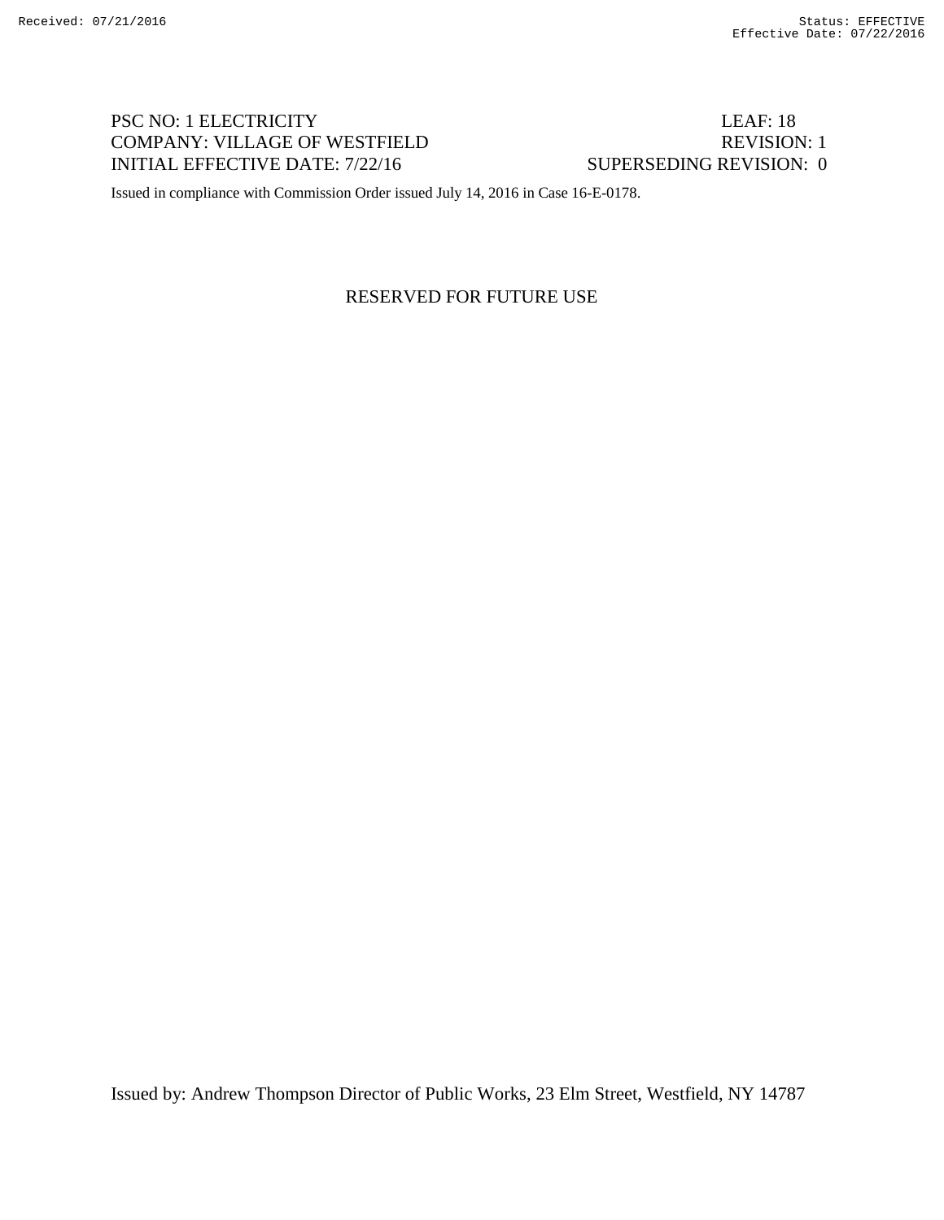PSC NO: 1 ELECTRICITY LEAF: 18
COMPANY: VILLAGE OF WESTFIELD REVISION: 1
INITIAL EFFECTIVE DATE: 7/22/16 SUPERSEDING REVISION: 0

Issued in compliance with Commission Order issued July 14, 2016 in Case 16-E-0178.

RESERVED FOR FUTURE USE

Issued by: Andrew Thompson Director of Public Works, 23 Elm Street, Westfield, NY 14787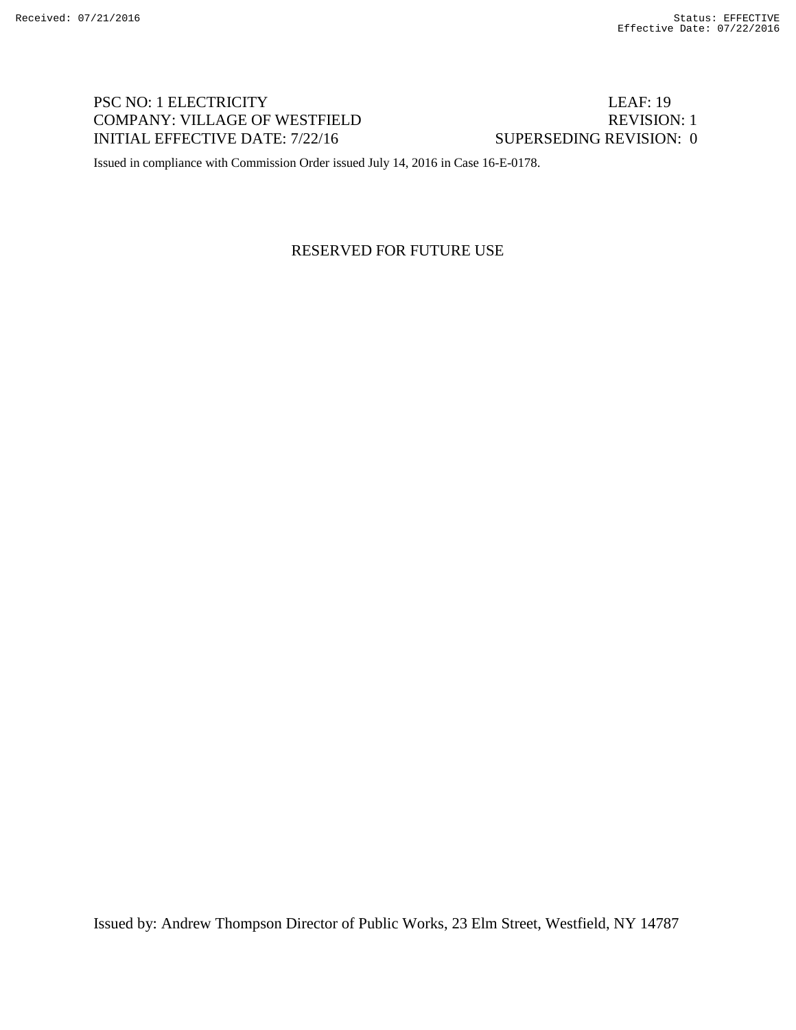PSC NO: 1 ELECTRICITY LEAF: 19
COMPANY: VILLAGE OF WESTFIELD REVISION: 1
INITIAL EFFECTIVE DATE: 7/22/16 SUPERSEDING REVISION: 0

Issued in compliance with Commission Order issued July 14, 2016 in Case 16-E-0178.

RESERVED FOR FUTURE USE

Issued by: Andrew Thompson Director of Public Works, 23 Elm Street, Westfield, NY 14787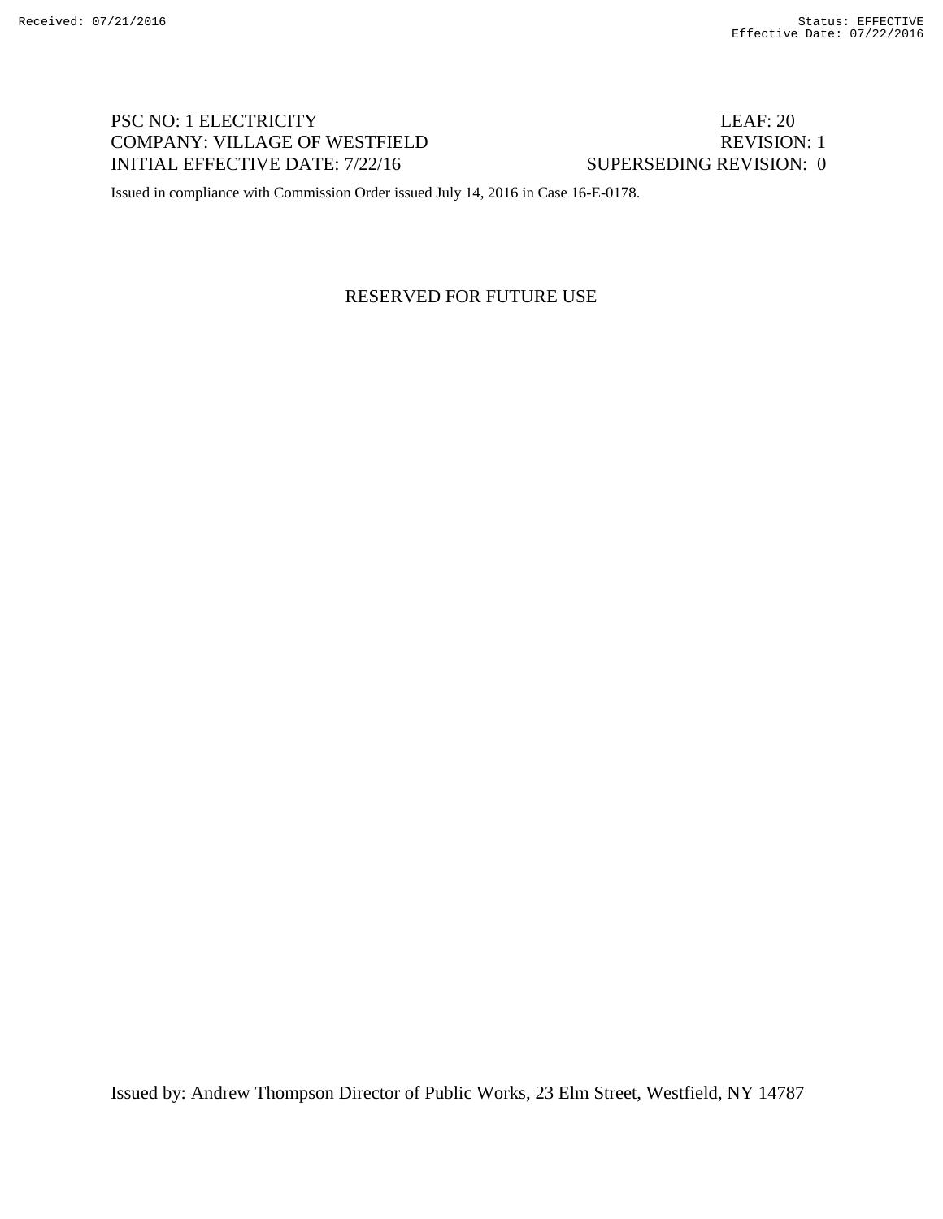PSC NO: 1 ELECTRICITY LEAF: 20
COMPANY: VILLAGE OF WESTFIELD REVISION: 1
INITIAL EFFECTIVE DATE: 7/22/16 SUPERSEDING REVISION: 0

Issued in compliance with Commission Order issued July 14, 2016 in Case 16-E-0178.

RESERVED FOR FUTURE USE

Issued by: Andrew Thompson Director of Public Works, 23 Elm Street, Westfield, NY 14787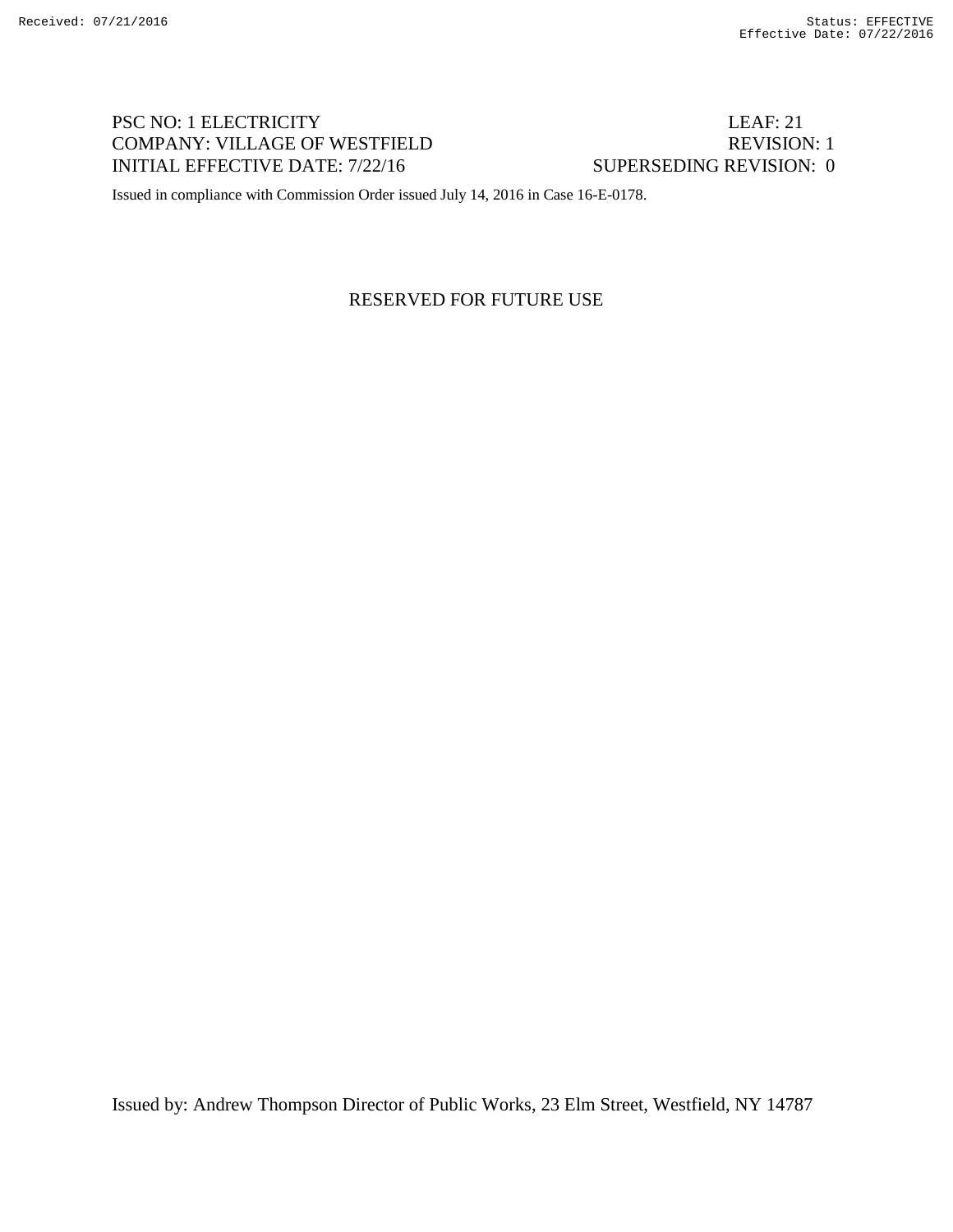PSC NO: 1 ELECTRICITY LEAF: 21
COMPANY: VILLAGE OF WESTFIELD REVISION: 1
INITIAL EFFECTIVE DATE: 7/22/16 SUPERSEDING REVISION: 0

Issued in compliance with Commission Order issued July 14, 2016 in Case 16-E-0178.

RESERVED FOR FUTURE USE

Issued by: Andrew Thompson Director of Public Works, 23 Elm Street, Westfield, NY 14787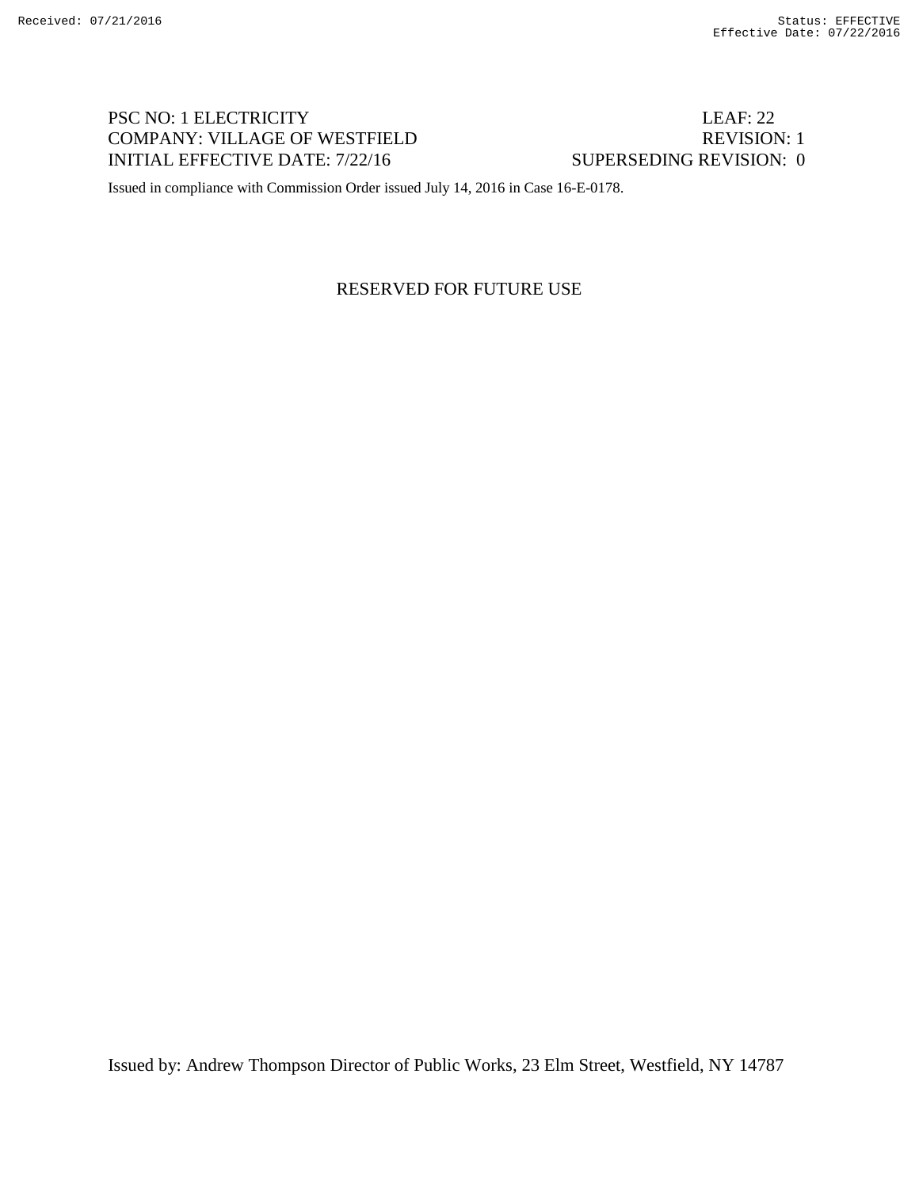PSC NO: 1 ELECTRICITY LEAF: 22
COMPANY: VILLAGE OF WESTFIELD REVISION: 1
INITIAL EFFECTIVE DATE: 7/22/16 SUPERSEDING REVISION: 0

Issued in compliance with Commission Order issued July 14, 2016 in Case 16-E-0178.

RESERVED FOR FUTURE USE

Issued by: Andrew Thompson Director of Public Works, 23 Elm Street, Westfield, NY 14787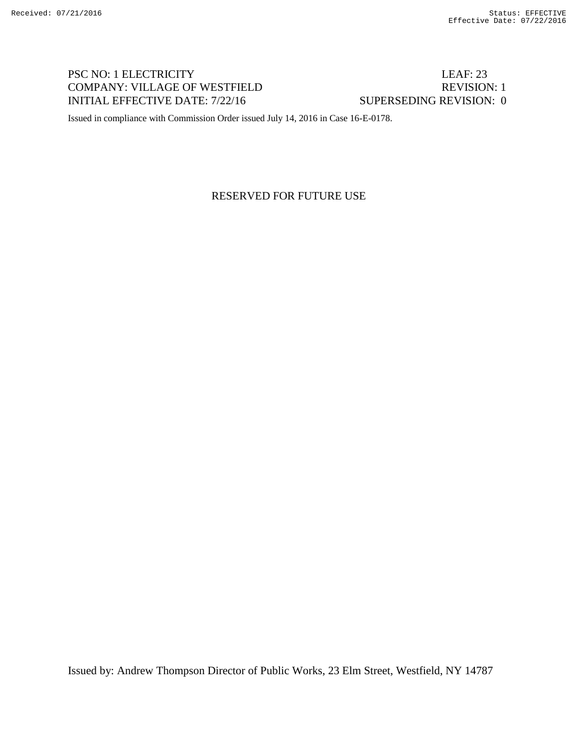PSC NO: 1 ELECTRICITY　　　　　　　　　　　　LEAF: 23
COMPANY: VILLAGE OF WESTFIELD　　　　　　　REVISION: 1
INITIAL EFFECTIVE DATE: 7/22/16　　　　　　SUPERSEDING REVISION: 0

Issued in compliance with Commission Order issued July 14, 2016 in Case 16-E-0178.

RESERVED FOR FUTURE USE

Issued by: Andrew Thompson Director of Public Works, 23 Elm Street, Westfield, NY 14787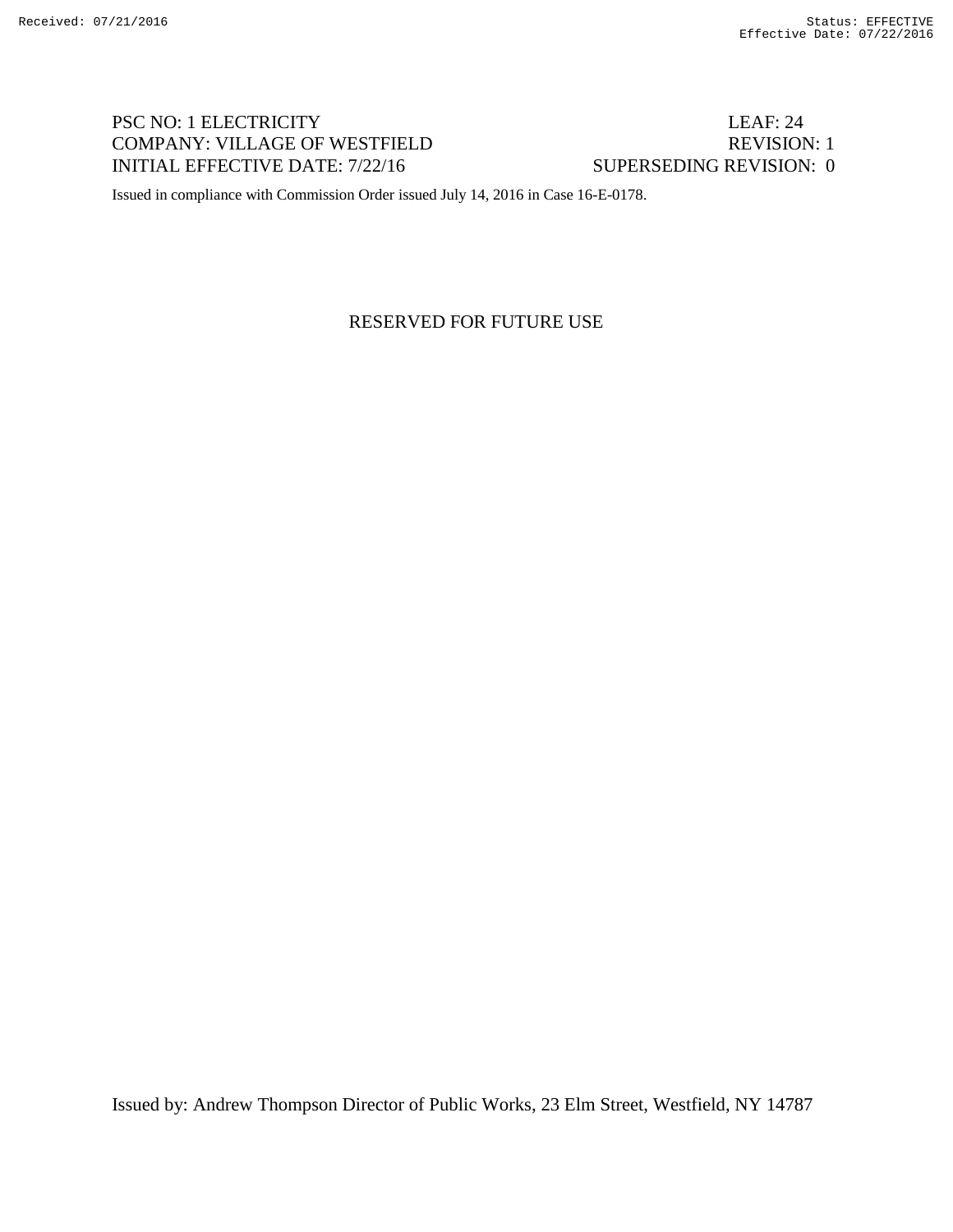PSC NO: 1 ELECTRICITY LEAF: 24
COMPANY: VILLAGE OF WESTFIELD REVISION: 1
INITIAL EFFECTIVE DATE: 7/22/16 SUPERSEDING REVISION: 0

Issued in compliance with Commission Order issued July 14, 2016 in Case 16-E-0178.

RESERVED FOR FUTURE USE

Issued by: Andrew Thompson Director of Public Works, 23 Elm Street, Westfield, NY 14787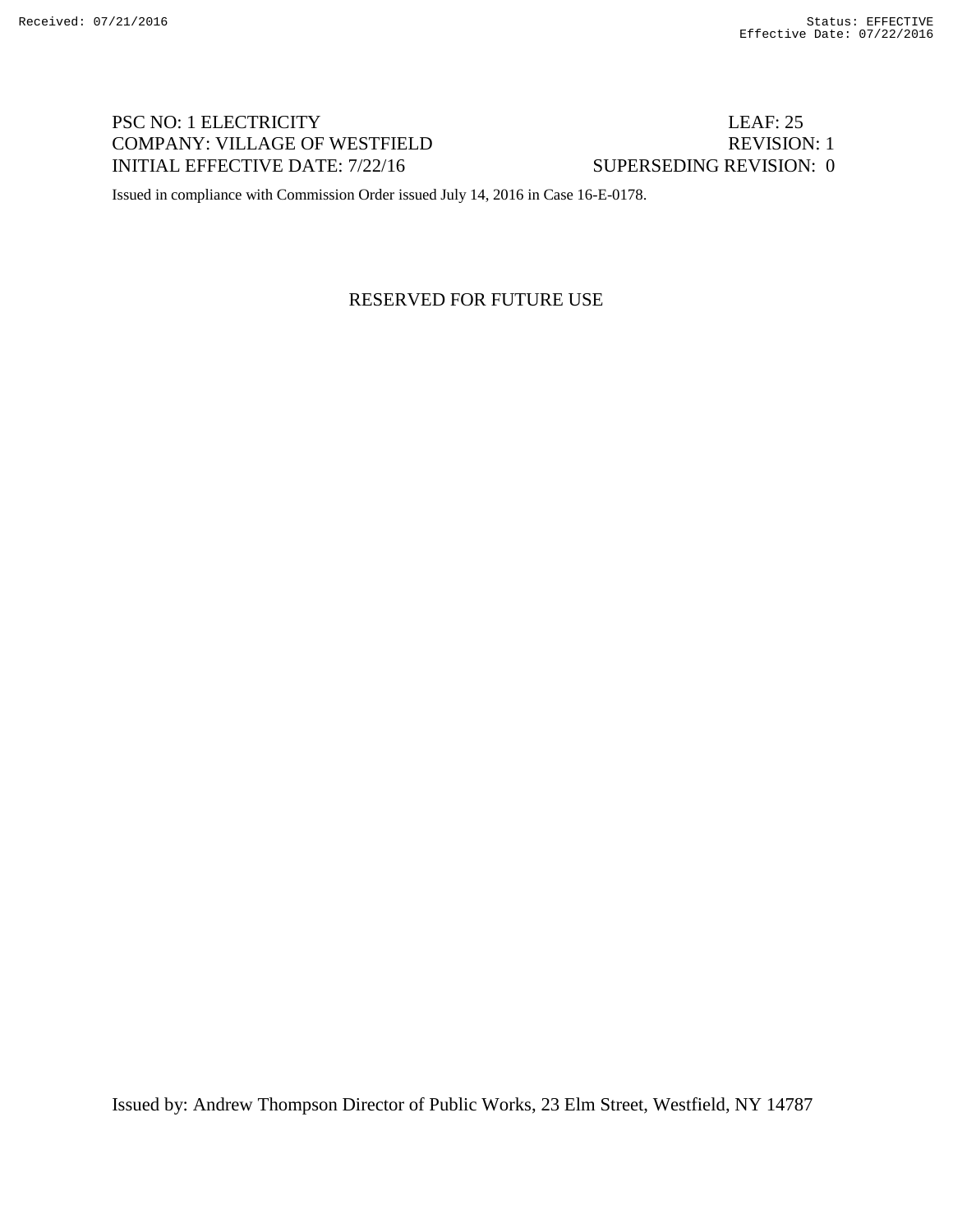PSC NO: 1 ELECTRICITY LEAF: 25
COMPANY: VILLAGE OF WESTFIELD REVISION: 1
INITIAL EFFECTIVE DATE: 7/22/16 SUPERSEDING REVISION: 0

Issued in compliance with Commission Order issued July 14, 2016 in Case 16-E-0178.

RESERVED FOR FUTURE USE

Issued by: Andrew Thompson Director of Public Works, 23 Elm Street, Westfield, NY 14787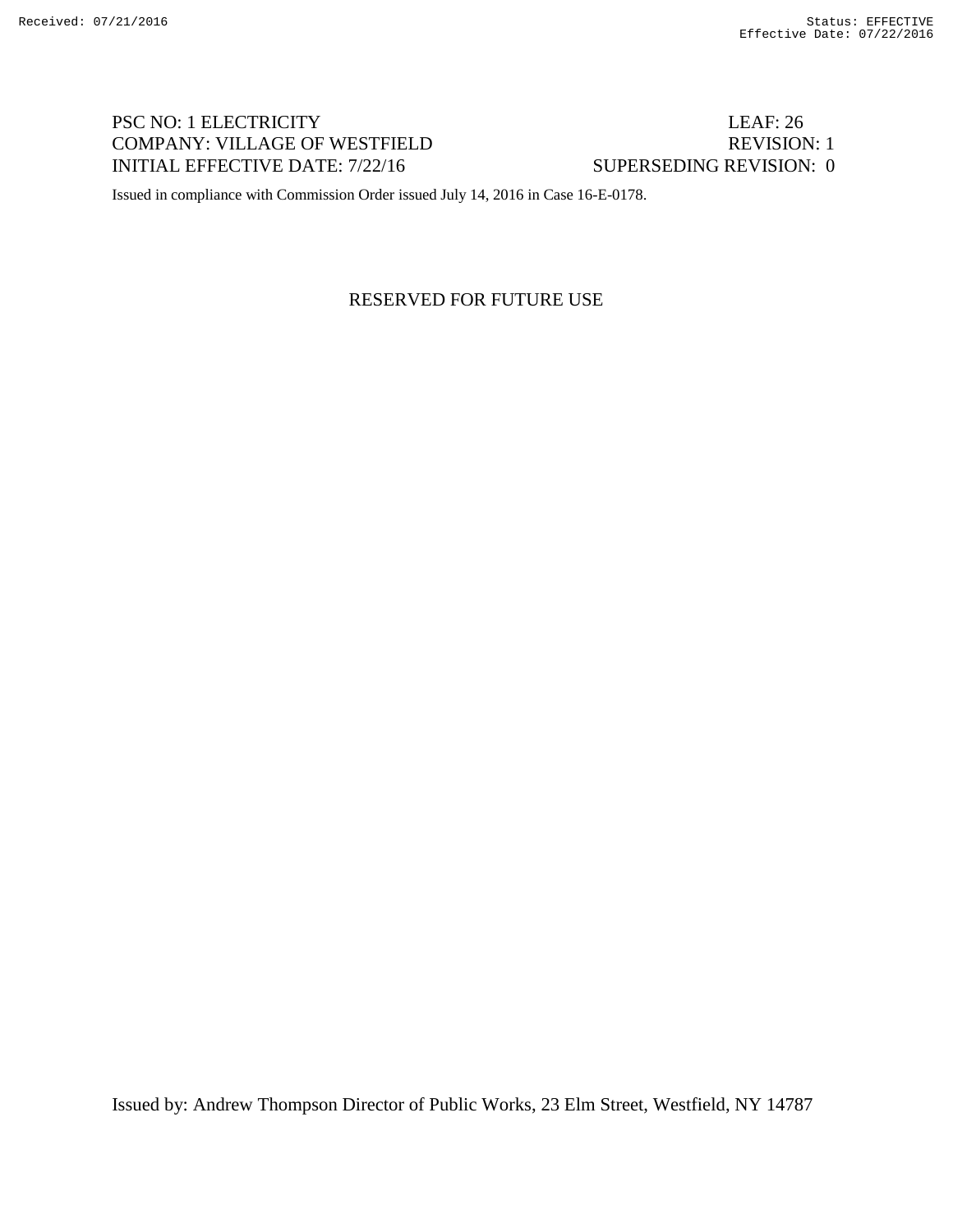Received: 07/21/2016 Status: EFFECTIVE
Effective Date: 07/22/2016

PSC NO: 1 ELECTRICITY LEAF: 26
COMPANY: VILLAGE OF WESTFIELD REVISION: 1
INITIAL EFFECTIVE DATE: 7/22/16 SUPERSEDING REVISION: 0

Issued in compliance with Commission Order issued July 14, 2016 in Case 16-E-0178.

RESERVED FOR FUTURE USE

Issued by: Andrew Thompson Director of Public Works, 23 Elm Street, Westfield, NY 14787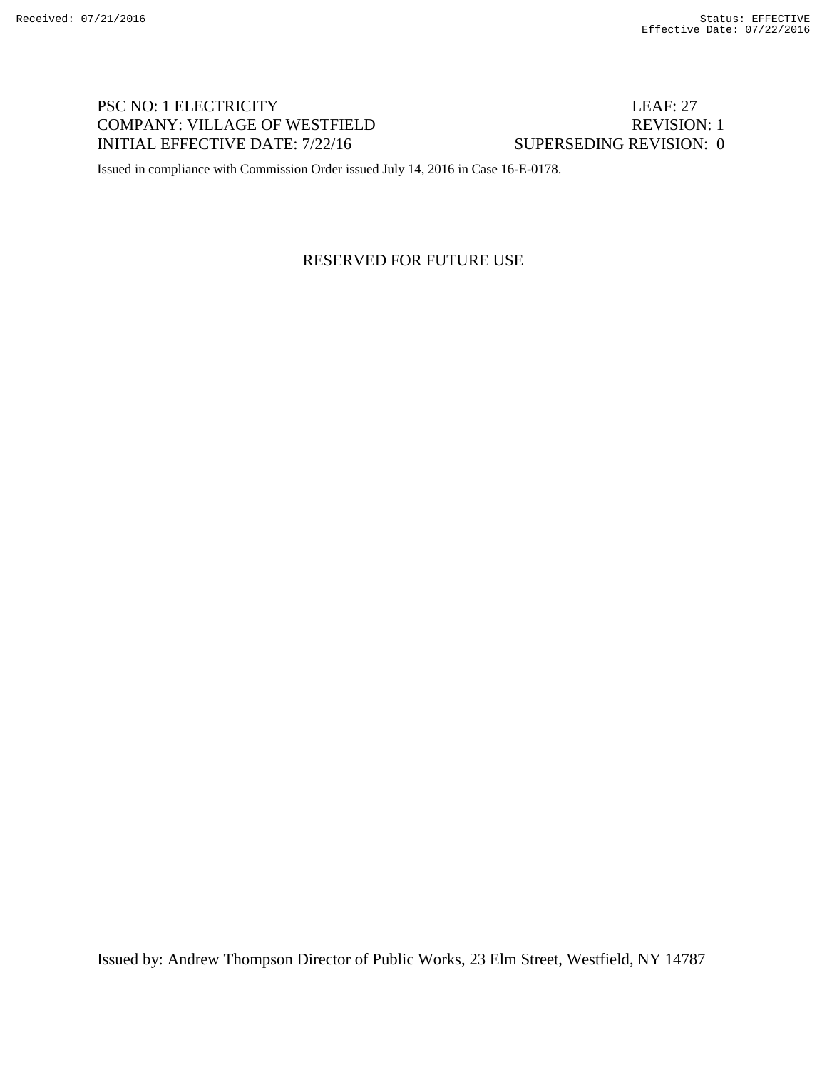PSC NO: 1 ELECTRICITY LEAF: 27
COMPANY: VILLAGE OF WESTFIELD REVISION: 1
INITIAL EFFECTIVE DATE: 7/22/16 SUPERSEDING REVISION: 0

Issued in compliance with Commission Order issued July 14, 2016 in Case 16-E-0178.

RESERVED FOR FUTURE USE

Issued by: Andrew Thompson Director of Public Works, 23 Elm Street, Westfield, NY 14787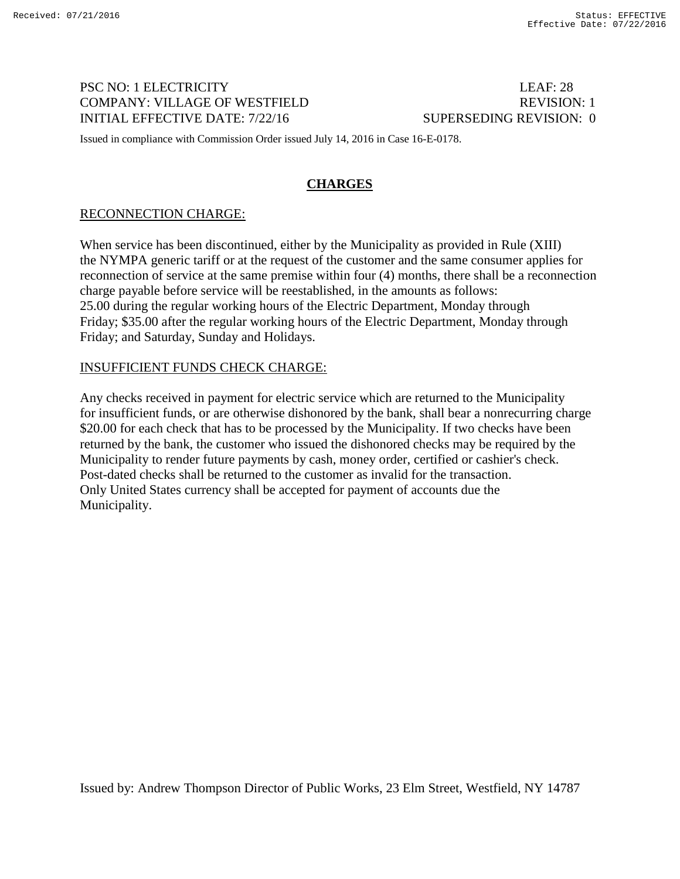PSC NO: 1 ELECTRICITY LEAF: 28
COMPANY: VILLAGE OF WESTFIELD REVISION: 1
INITIAL EFFECTIVE DATE: 7/22/16 SUPERSEDING REVISION: 0

Issued in compliance with Commission Order issued July 14, 2016 in Case 16-E-0178.

## CHARGES

RECONNECTION CHARGE:

When service has been discontinued, either by the Municipality as provided in Rule (XIII) the NYMPA generic tariff or at the request of the customer and the same consumer applies for reconnection of service at the same premise within four (4) months, there shall be a reconnection charge payable before service will be reestablished, in the amounts as follows:
25.00 during the regular working hours of the Electric Department, Monday through Friday; $35.00 after the regular working hours of the Electric Department, Monday through Friday; and Saturday, Sunday and Holidays.

INSUFFICIENT FUNDS CHECK CHARGE:

Any checks received in payment for electric service which are returned to the Municipality for insufficient funds, or are otherwise dishonored by the bank, shall bear a nonrecurring charge $20.00 for each check that has to be processed by the Municipality. If two checks have been returned by the bank, the customer who issued the dishonored checks may be required by the Municipality to render future payments by cash, money order, certified or cashier's check. Post-dated checks shall be returned to the customer as invalid for the transaction. Only United States currency shall be accepted for payment of accounts due the Municipality.

Issued by: Andrew Thompson Director of Public Works, 23 Elm Street, Westfield, NY 14787